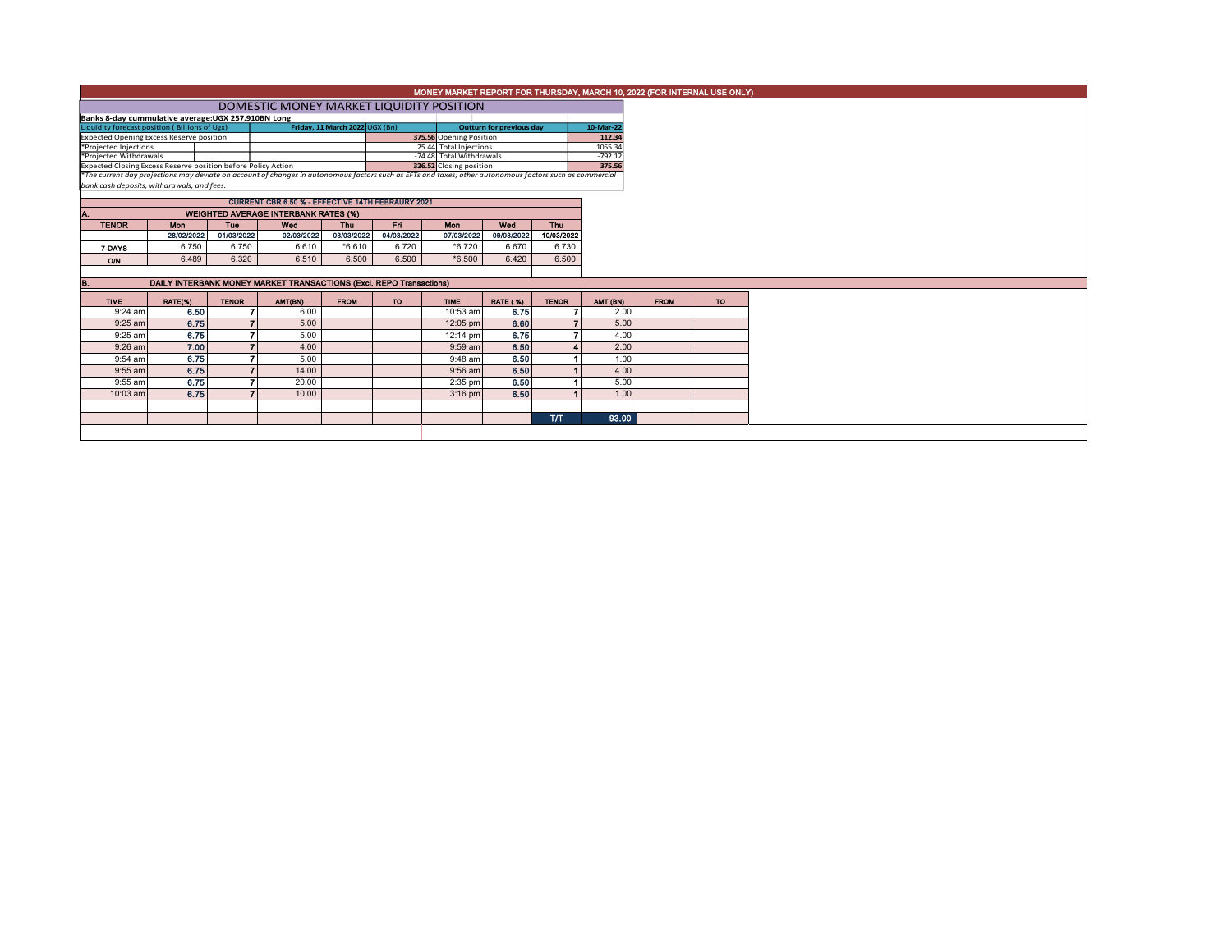# MONEY MARKET REPORT FOR THURSDAY, MARCH 10, 2022 (FOR INTERNAL USE ONLY)

## DOMESTIC MONEY MARKET LIQUIDITY POSITION

**Banks 8-day cummulative average:UGX 257.910BN Long**

| Liquidity forecast position ( Billions of Ugx) | Friday, 11 March 2022 UGX (Bn) | Outturn for previous day | 10-Mar-22 |
|---|---|---|---|
| Expected Opening Excess Reserve position | 375.56 | Opening Position | 112.34 |
| *Projected Injections | 25.44 | Total Injections | 1055.34 |
| *Projected Withdrawals | -74.48 | Total Withdrawals | -792.12 |
| Expected Closing Excess Reserve position before Policy Action | 326.52 | Closing position | 375.56 |

*The current day projections may deviate on account of changes in autonomous factors such as EFTs and taxes; other autonomous factors such as commercial bank cash deposits, withdrawals, and fees.*

**CURRENT CBR 6.50 % - EFFECTIVE 14TH FEBRAURY 2021**

### A. WEIGHTED AVERAGE INTERBANK RATES (%)

| TENOR | Mon 28/02/2022 | Tue 01/03/2022 | Wed 02/03/2022 | Thu 03/03/2022 | Fri 04/03/2022 | Mon 07/03/2022 | Wed 09/03/2022 | Thu 10/03/2022 |
|---|---|---|---|---|---|---|---|---|
| 7-DAYS | 6.750 | 6.750 | 6.610 | *6.610 | 6.720 | *6.720 | 6.670 | 6.730 |
| O/N | 6.489 | 6.320 | 6.510 | 6.500 | 6.500 | *6.500 | 6.420 | 6.500 |

### B. DAILY INTERBANK MONEY MARKET TRANSACTIONS (Excl. REPO Transactions)

| TIME | RATE(%) | TENOR | AMT(BN) | FROM | TO | TIME | RATE ( %) | TENOR | AMT (BN) | FROM | TO |
|---|---|---|---|---|---|---|---|---|---|---|---|
| 9:24 am | 6.50 | 7 | 6.00 | | | 10:53 am | 6.75 | 7 | 2.00 | | |
| 9:25 am | 6.75 | 7 | 5.00 | | | 12:05 pm | 6.60 | 7 | 5.00 | | |
| 9:25 am | 6.75 | 7 | 5.00 | | | 12:14 pm | 6.75 | 7 | 4.00 | | |
| 9:26 am | 7.00 | 7 | 4.00 | | | 9:59 am | 6.50 | 4 | 2.00 | | |
| 9:54 am | 6.75 | 7 | 5.00 | | | 9:48 am | 6.50 | 1 | 1.00 | | |
| 9:55 am | 6.75 | 7 | 14.00 | | | 9:56 am | 6.50 | 1 | 4.00 | | |
| 9:55 am | 6.75 | 7 | 20.00 | | | 2:35 pm | 6.50 | 1 | 5.00 | | |
| 10:03 am | 6.75 | 7 | 10.00 | | | 3:16 pm | 6.50 | 1 | 1.00 | | |
| | | | | | | | | T/T | 93.00 | | |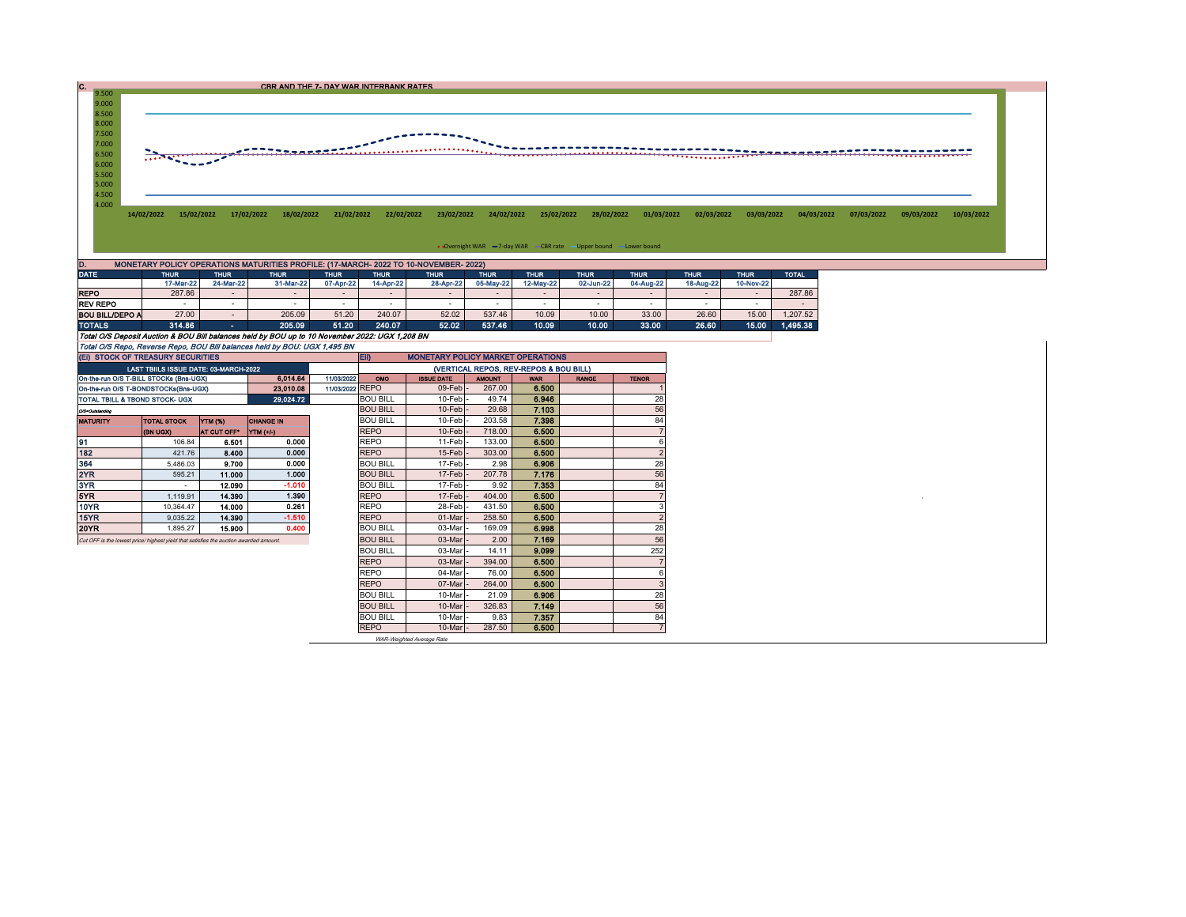## C. CBR AND THE 7- DAY WAR INTERBANK RATES

9.500
9.000
8.500
8.000
7.500
7.000
6.500
6.000
5.500
5.000
4.500
4.000

14/02/2022 15/02/2022 17/02/2022 18/02/2022 21/02/2022 22/02/2022 23/02/2022 24/02/2022 25/02/2022 28/02/2022 01/03/2022 02/03/2022 03/03/2022 04/03/2022 07/03/2022 09/03/2022 10/03/2022

Overnight WAR — 7-day WAR — CBR rate — Upper bound — Lower bound

## D. MONETARY POLICY OPERATIONS MATURITIES PROFILE: (17-MARCH- 2022 TO 10-NOVEMBER- 2022)

| DATE | THUR | THUR | THUR | THUR | THUR | THUR | THUR | THUR | THUR | THUR | THUR | THUR | TOTAL |
|---|---|---|---|---|---|---|---|---|---|---|---|---|---|
| | 17-Mar-22 | 24-Mar-22 | 31-Mar-22 | 07-Apr-22 | 14-Apr-22 | 28-Apr-22 | 05-May-22 | 12-May-22 | 02-Jun-22 | 04-Aug-22 | 18-Aug-22 | 10-Nov-22 | |
| REPO | 287.86 | - | - | - | - | - | - | - | - | - | - | - | 287.86 |
| REV REPO | - | - | - | - | - | - | - | - | - | - | - | - | - |
| BOU BILL/DEPO A | 27.00 | - | 205.09 | 51.20 | 240.07 | 52.02 | 537.46 | 10.09 | 10.00 | 33.00 | 26.60 | 15.00 | 1,207.52 |
| TOTALS | 314.86 | - | 205.09 | 51.20 | 240.07 | 52.02 | 537.46 | 10.09 | 10.00 | 33.00 | 26.60 | 15.00 | 1,495.38 |

*Total O/S Deposit Auction & BOU Bill balances held by BOU up to 10 November 2022: UGX 1,208 BN*

*Total O/S Repo, Reverse Repo, BOU Bill balances held by BOU: UGX 1,495 BN*

## (EI) STOCK OF TREASURY SECURITIES

| LAST TBIILS ISSUE DATE: 03-MARCH-2022 | | |
|---|---|---|
| On-the-run O/S T-BILL STOCKs (Bns-UGX) | 6,014.64 | 11/03/2022 |
| On-the-run O/S T-BONDSTOCKs(Bns-UGX) | 23,010.08 | 11/03/2022 |
| TOTAL TBILL & TBOND STOCK- UGX | 29,024.72 | |

*O/S=Outstanding*

| MATURITY | TOTAL STOCK (BN UGX) | YTM (%) AT CUT OFF* | CHANGE IN YTM (+/-) |
|---|---|---|---|
| 91 | 106.84 | 6.501 | 0.000 |
| 182 | 421.76 | 8.400 | 0.000 |
| 364 | 5,486.03 | 9.700 | 0.000 |
| 2YR | 595.21 | 11.000 | 1.000 |
| 3YR | - | 12.090 | -1.010 |
| 5YR | 1,119.91 | 14.390 | 1.390 |
| 10YR | 10,364.47 | 14.000 | 0.261 |
| 15YR | 9,035.22 | 14.390 | -1.510 |
| 20YR | 1,895.27 | 15.900 | 0.400 |

*Cut OFF is the lowest price/ highest yield that satisfies the auction awarded amount.*

## EII) MONETARY POLICY MARKET OPERATIONS

(VERTICAL REPOS, REV-REPOS & BOU BILL)

| OMO | ISSUE DATE | AMOUNT | WAR | RANGE | TENOR |
|---|---|---|---|---|---|
| REPO | 09-Feb | 267.00 | 6.500 | | 1 |
| BOU BILL | 10-Feb | 49.74 | 6.946 | | 28 |
| BOU BILL | 10-Feb | 29.68 | 7.103 | | 56 |
| BOU BILL | 10-Feb | 203.58 | 7.398 | | 84 |
| REPO | 10-Feb | 718.00 | 6.500 | | 7 |
| REPO | 11-Feb | 133.00 | 6.500 | | 6 |
| REPO | 15-Feb | 303.00 | 6.500 | | 2 |
| BOU BILL | 17-Feb | 2.98 | 6.906 | | 28 |
| BOU BILL | 17-Feb | 207.78 | 7.176 | | 56 |
| BOU BILL | 17-Feb | 9.92 | 7.353 | | 84 |
| REPO | 17-Feb | 404.00 | 6.500 | | 7 |
| REPO | 28-Feb | 431.50 | 6.500 | | 3 |
| REPO | 01-Mar | 258.50 | 6.500 | | 2 |
| BOU BILL | 03-Mar | 169.09 | 6.998 | | 28 |
| BOU BILL | 03-Mar | 2.00 | 7.169 | | 56 |
| BOU BILL | 03-Mar | 14.11 | 9.099 | | 252 |
| REPO | 03-Mar | 394.00 | 6.500 | | 7 |
| REPO | 04-Mar | 76.00 | 6.500 | | 6 |
| REPO | 07-Mar | 264.00 | 6.500 | | 3 |
| BOU BILL | 10-Mar | 21.09 | 6.906 | | 28 |
| BOU BILL | 10-Mar | 326.83 | 7.149 | | 56 |
| BOU BILL | 10-Mar | 9.83 | 7.357 | | 84 |
| REPO | 10-Mar | 287.50 | 6.500 | | 7 |

*WAR-Weighted Average Rate*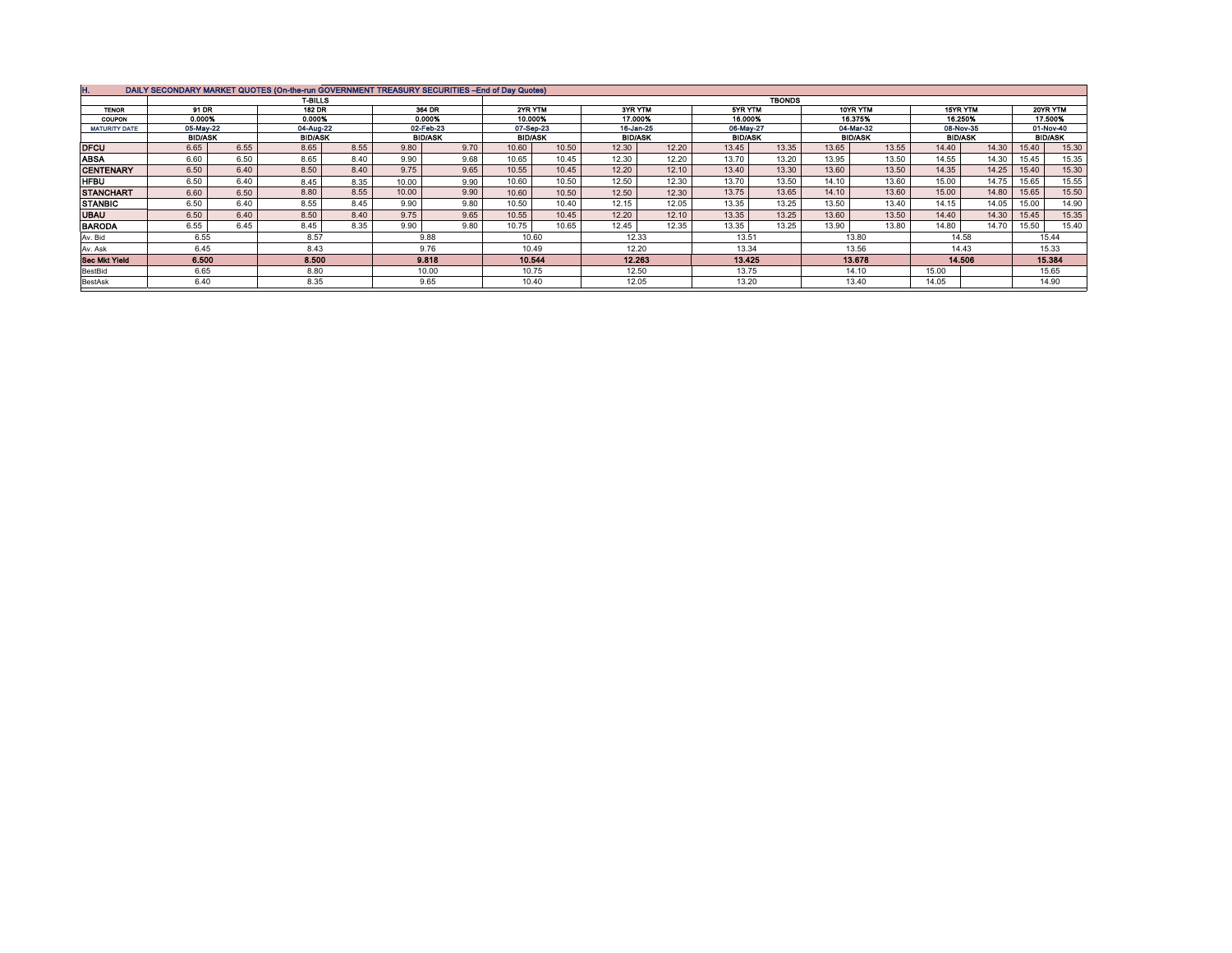| H. DAILY SECONDARY MARKET QUOTES (On-the-run GOVERNMENT TREASURY SECURITIES –End of Day Quotes) | | | | | | | | | | | | | | | | | | |
|---|---|---|---|---|---|---|---|---|---|---|---|---|---|---|---|---|---|---|
| | T-BILLS | | | | | | TBONDS | | | | | | | | | | | |
| TENOR | 91 DR | | 182 DR | | 364 DR | | 2YR YTM | | 3YR YTM | | 5YR YTM | | 10YR YTM | | 15YR YTM | | 20YR YTM | |
| COUPON | 0.000% | | 0.000% | | 0.000% | | 10.000% | | 17.000% | | 16.000% | | 16.375% | | 16.250% | | 17.500% | |
| MATURITY DATE | 05-May-22 | | 04-Aug-22 | | 02-Feb-23 | | 07-Sep-23 | | 16-Jan-25 | | 06-May-27 | | 04-Mar-32 | | 08-Nov-35 | | 01-Nov-40 | |
| | BID/ASK | | BID/ASK | | BID/ASK | | BID/ASK | | BID/ASK | | BID/ASK | | BID/ASK | | BID/ASK | | BID/ASK | |
| DFCU | 6.65 | 6.55 | 8.65 | 8.55 | 9.80 | 9.70 | 10.60 | 10.50 | 12.30 | 12.20 | 13.45 | 13.35 | 13.65 | 13.55 | 14.40 | 14.30 | 15.40 | 15.30 |
| ABSA | 6.60 | 6.50 | 8.65 | 8.40 | 9.90 | 9.68 | 10.65 | 10.45 | 12.30 | 12.20 | 13.70 | 13.20 | 13.95 | 13.50 | 14.55 | 14.30 | 15.45 | 15.35 |
| CENTENARY | 6.50 | 6.40 | 8.50 | 8.40 | 9.75 | 9.65 | 10.55 | 10.45 | 12.20 | 12.10 | 13.40 | 13.30 | 13.60 | 13.50 | 14.35 | 14.25 | 15.40 | 15.30 |
| HFBU | 6.50 | 6.40 | 8.45 | 8.35 | 10.00 | 9.90 | 10.60 | 10.50 | 12.50 | 12.30 | 13.70 | 13.50 | 14.10 | 13.60 | 15.00 | 14.75 | 15.65 | 15.55 |
| STANCHART | 6.60 | 6.50 | 8.80 | 8.55 | 10.00 | 9.90 | 10.60 | 10.50 | 12.50 | 12.30 | 13.75 | 13.65 | 14.10 | 13.60 | 15.00 | 14.80 | 15.65 | 15.50 |
| STANBIC | 6.50 | 6.40 | 8.55 | 8.45 | 9.90 | 9.80 | 10.50 | 10.40 | 12.15 | 12.05 | 13.35 | 13.25 | 13.50 | 13.40 | 14.15 | 14.05 | 15.00 | 14.90 |
| UBAU | 6.50 | 6.40 | 8.50 | 8.40 | 9.75 | 9.65 | 10.55 | 10.45 | 12.20 | 12.10 | 13.35 | 13.25 | 13.60 | 13.50 | 14.40 | 14.30 | 15.45 | 15.35 |
| BARODA | 6.55 | 6.45 | 8.45 | 8.35 | 9.90 | 9.80 | 10.75 | 10.65 | 12.45 | 12.35 | 13.35 | 13.25 | 13.90 | 13.80 | 14.80 | 14.70 | 15.50 | 15.40 |
| Av. Bid | 6.55 | | 8.57 | | 9.88 | | 10.60 | | 12.33 | | 13.51 | | 13.80 | | 14.58 | | 15.44 | |
| Av. Ask | 6.45 | | 8.43 | | 9.76 | | 10.49 | | 12.20 | | 13.34 | | 13.56 | | 14.43 | | 15.33 | |
| **Sec Mkt Yield** | **6.500** | | **8.500** | | **9.818** | | **10.544** | | **12.263** | | **13.425** | | **13.678** | | **14.506** | | **15.384** | |
| BestBid | 6.65 | | 8.80 | | 10.00 | | 10.75 | | 12.50 | | 13.75 | | 14.10 | | 15.00 | | 15.65 | |
| BestAsk | 6.40 | | 8.35 | | 9.65 | | 10.40 | | 12.05 | | 13.20 | | 13.40 | | 14.05 | | 14.90 | |